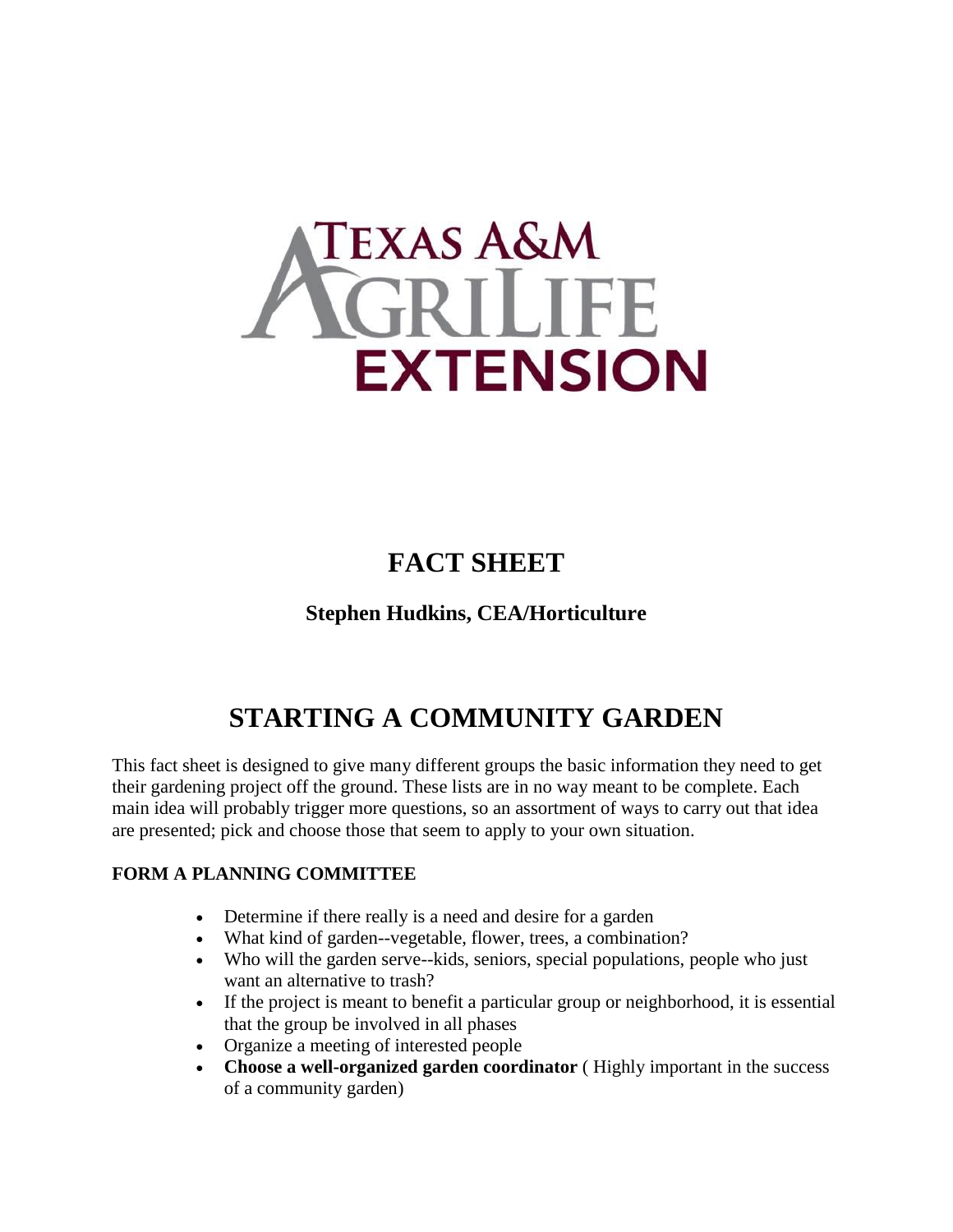TEXAS A&M AGRILIFE EXTENSION

# FACT SHEET

### Stephen Hudkins, CEA/Horticulture

# STARTING A COMMUNITY GARDEN

This fact sheet is designed to give many different groups the basic information they need to get their gardening project off the ground. These lists are in no way meant to be complete. Each main idea will probably trigger more questions, so an assortment of ways to carry out that idea are presented; pick and choose those that seem to apply to your own situation.

**FORM A PLANNING COMMITTEE**

- Determine if there really is a need and desire for a garden
- What kind of garden--vegetable, flower, trees, a combination?
- Who will the garden serve--kids, seniors, special populations, people who just want an alternative to trash?
- If the project is meant to benefit a particular group or neighborhood, it is essential that the group be involved in all phases
- Organize a meeting of interested people
- **Choose a well-organized garden coordinator** ( Highly important in the success of a community garden)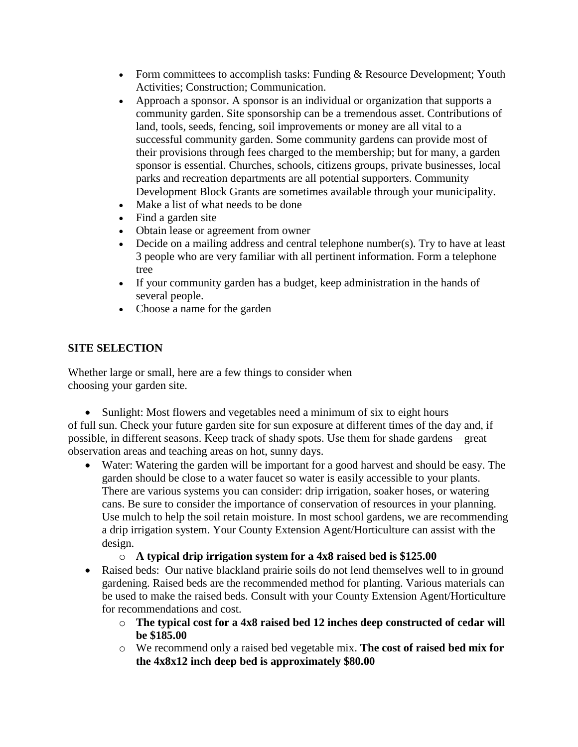- Form committees to accomplish tasks: Funding & Resource Development; Youth Activities; Construction; Communication.
- Approach a sponsor. A sponsor is an individual or organization that supports a community garden. Site sponsorship can be a tremendous asset. Contributions of land, tools, seeds, fencing, soil improvements or money are all vital to a successful community garden. Some community gardens can provide most of their provisions through fees charged to the membership; but for many, a garden sponsor is essential. Churches, schools, citizens groups, private businesses, local parks and recreation departments are all potential supporters. Community Development Block Grants are sometimes available through your municipality.
- Make a list of what needs to be done
- Find a garden site
- Obtain lease or agreement from owner
- Decide on a mailing address and central telephone number(s). Try to have at least 3 people who are very familiar with all pertinent information. Form a telephone tree
- If your community garden has a budget, keep administration in the hands of several people.
- Choose a name for the garden

**SITE SELECTION**

Whether large or small, here are a few things to consider when choosing your garden site.

- Sunlight: Most flowers and vegetables need a minimum of six to eight hours of full sun. Check your future garden site for sun exposure at different times of the day and, if possible, in different seasons. Keep track of shady spots. Use them for shade gardens—great observation areas and teaching areas on hot, sunny days.
- Water: Watering the garden will be important for a good harvest and should be easy. The garden should be close to a water faucet so water is easily accessible to your plants. There are various systems you can consider: drip irrigation, soaker hoses, or watering cans. Be sure to consider the importance of conservation of resources in your planning. Use mulch to help the soil retain moisture. In most school gardens, we are recommending a drip irrigation system. Your County Extension Agent/Horticulture can assist with the design.
    - **A typical drip irrigation system for a 4x8 raised bed is $125.00**
- Raised beds: Our native blackland prairie soils do not lend themselves well to in ground gardening. Raised beds are the recommended method for planting. Various materials can be used to make the raised beds. Consult with your County Extension Agent/Horticulture for recommendations and cost.
    - **The typical cost for a 4x8 raised bed 12 inches deep constructed of cedar will be $185.00**
    - We recommend only a raised bed vegetable mix. **The cost of raised bed mix for the 4x8x12 inch deep bed is approximately $80.00**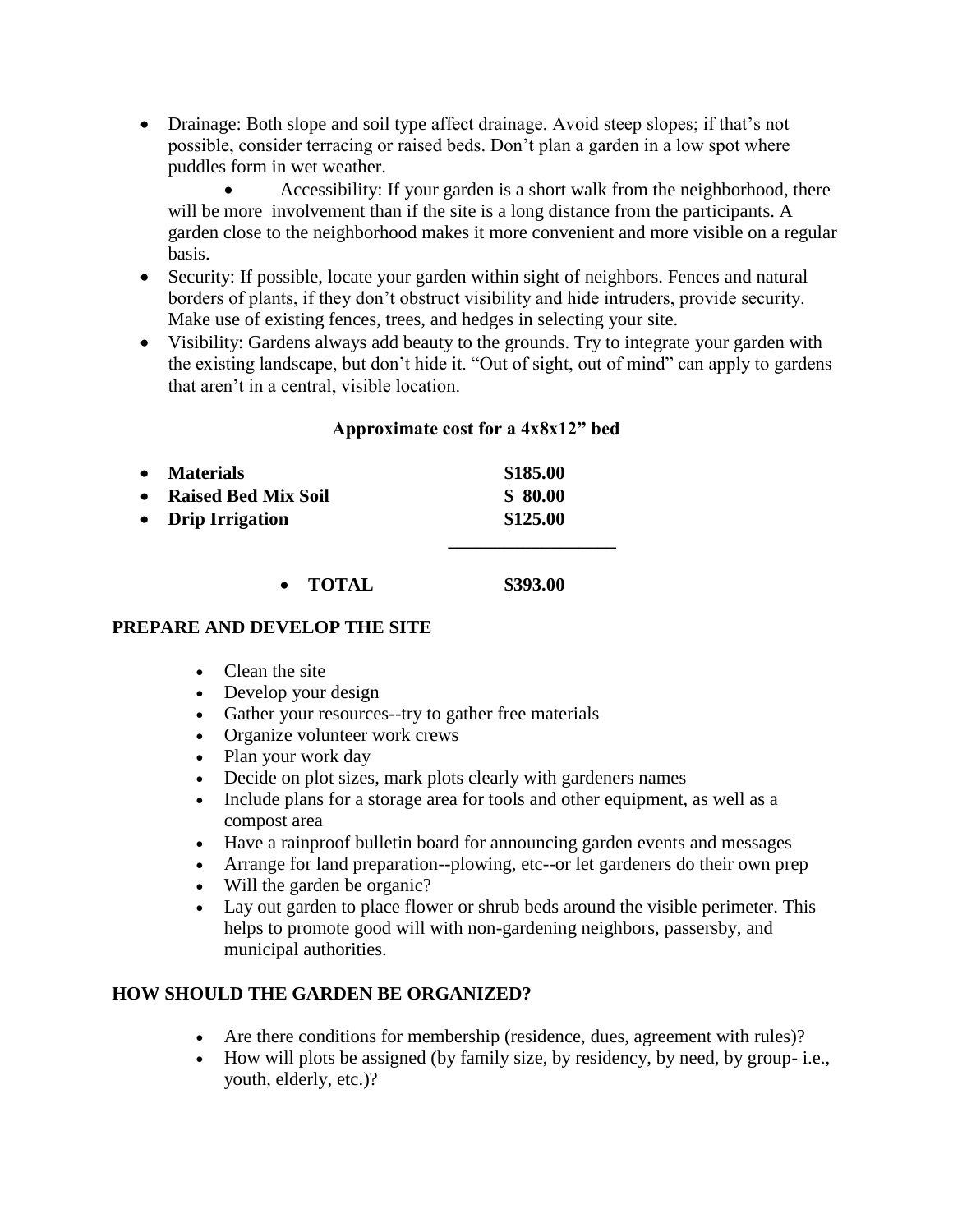- Drainage: Both slope and soil type affect drainage. Avoid steep slopes; if that's not possible, consider terracing or raised beds. Don't plan a garden in a low spot where puddles form in wet weather.
- Accessibility: If your garden is a short walk from the neighborhood, there will be more involvement than if the site is a long distance from the participants. A garden close to the neighborhood makes it more convenient and more visible on a regular basis.
- Security: If possible, locate your garden within sight of neighbors. Fences and natural borders of plants, if they don't obstruct visibility and hide intruders, provide security. Make use of existing fences, trees, and hedges in selecting your site.
- Visibility: Gardens always add beauty to the grounds. Try to integrate your garden with the existing landscape, but don't hide it. "Out of sight, out of mind" can apply to gardens that aren't in a central, visible location.

**Approximate cost for a 4x8x12" bed**

| Item | Cost |
|---|---|
| **Materials** | **$185.00** |
| **Raised Bed Mix Soil** | **$ 80.00** |
| **Drip Irrigation** | **$125.00** |
| **TOTAL** | **$393.00** |

## PREPARE AND DEVELOP THE SITE

- Clean the site
- Develop your design
- Gather your resources--try to gather free materials
- Organize volunteer work crews
- Plan your work day
- Decide on plot sizes, mark plots clearly with gardeners names
- Include plans for a storage area for tools and other equipment, as well as a compost area
- Have a rainproof bulletin board for announcing garden events and messages
- Arrange for land preparation--plowing, etc--or let gardeners do their own prep
- Will the garden be organic?
- Lay out garden to place flower or shrub beds around the visible perimeter. This helps to promote good will with non-gardening neighbors, passersby, and municipal authorities.

## HOW SHOULD THE GARDEN BE ORGANIZED?

- Are there conditions for membership (residence, dues, agreement with rules)?
- How will plots be assigned (by family size, by residency, by need, by group- i.e., youth, elderly, etc.)?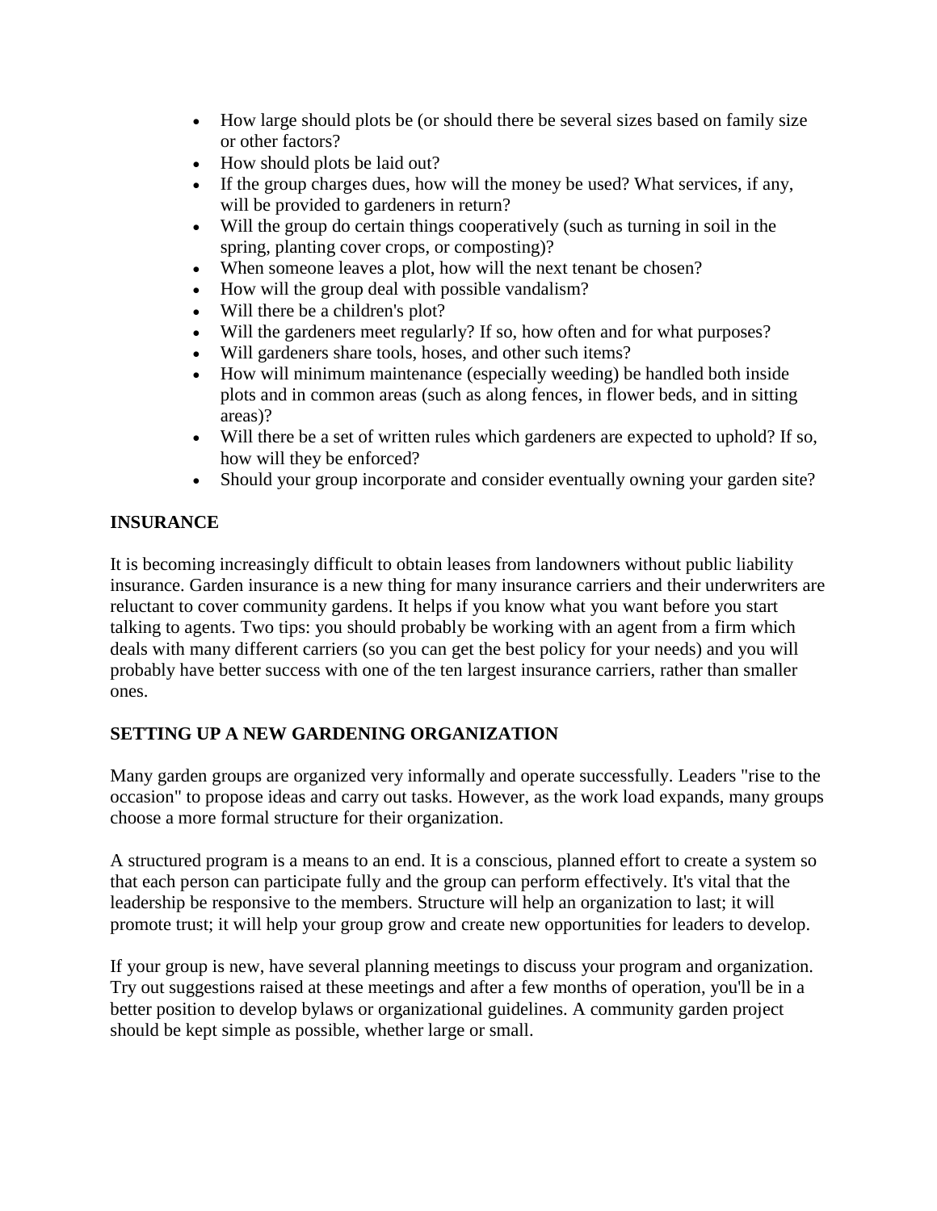- How large should plots be (or should there be several sizes based on family size or other factors?
- How should plots be laid out?
- If the group charges dues, how will the money be used? What services, if any, will be provided to gardeners in return?
- Will the group do certain things cooperatively (such as turning in soil in the spring, planting cover crops, or composting)?
- When someone leaves a plot, how will the next tenant be chosen?
- How will the group deal with possible vandalism?
- Will there be a children's plot?
- Will the gardeners meet regularly? If so, how often and for what purposes?
- Will gardeners share tools, hoses, and other such items?
- How will minimum maintenance (especially weeding) be handled both inside plots and in common areas (such as along fences, in flower beds, and in sitting areas)?
- Will there be a set of written rules which gardeners are expected to uphold? If so, how will they be enforced?
- Should your group incorporate and consider eventually owning your garden site?

**INSURANCE**

It is becoming increasingly difficult to obtain leases from landowners without public liability insurance. Garden insurance is a new thing for many insurance carriers and their underwriters are reluctant to cover community gardens. It helps if you know what you want before you start talking to agents. Two tips: you should probably be working with an agent from a firm which deals with many different carriers (so you can get the best policy for your needs) and you will probably have better success with one of the ten largest insurance carriers, rather than smaller ones.

**SETTING UP A NEW GARDENING ORGANIZATION**

Many garden groups are organized very informally and operate successfully. Leaders "rise to the occasion" to propose ideas and carry out tasks. However, as the work load expands, many groups choose a more formal structure for their organization.

A structured program is a means to an end. It is a conscious, planned effort to create a system so that each person can participate fully and the group can perform effectively. It's vital that the leadership be responsive to the members. Structure will help an organization to last; it will promote trust; it will help your group grow and create new opportunities for leaders to develop.

If your group is new, have several planning meetings to discuss your program and organization. Try out suggestions raised at these meetings and after a few months of operation, you'll be in a better position to develop bylaws or organizational guidelines. A community garden project should be kept simple as possible, whether large or small.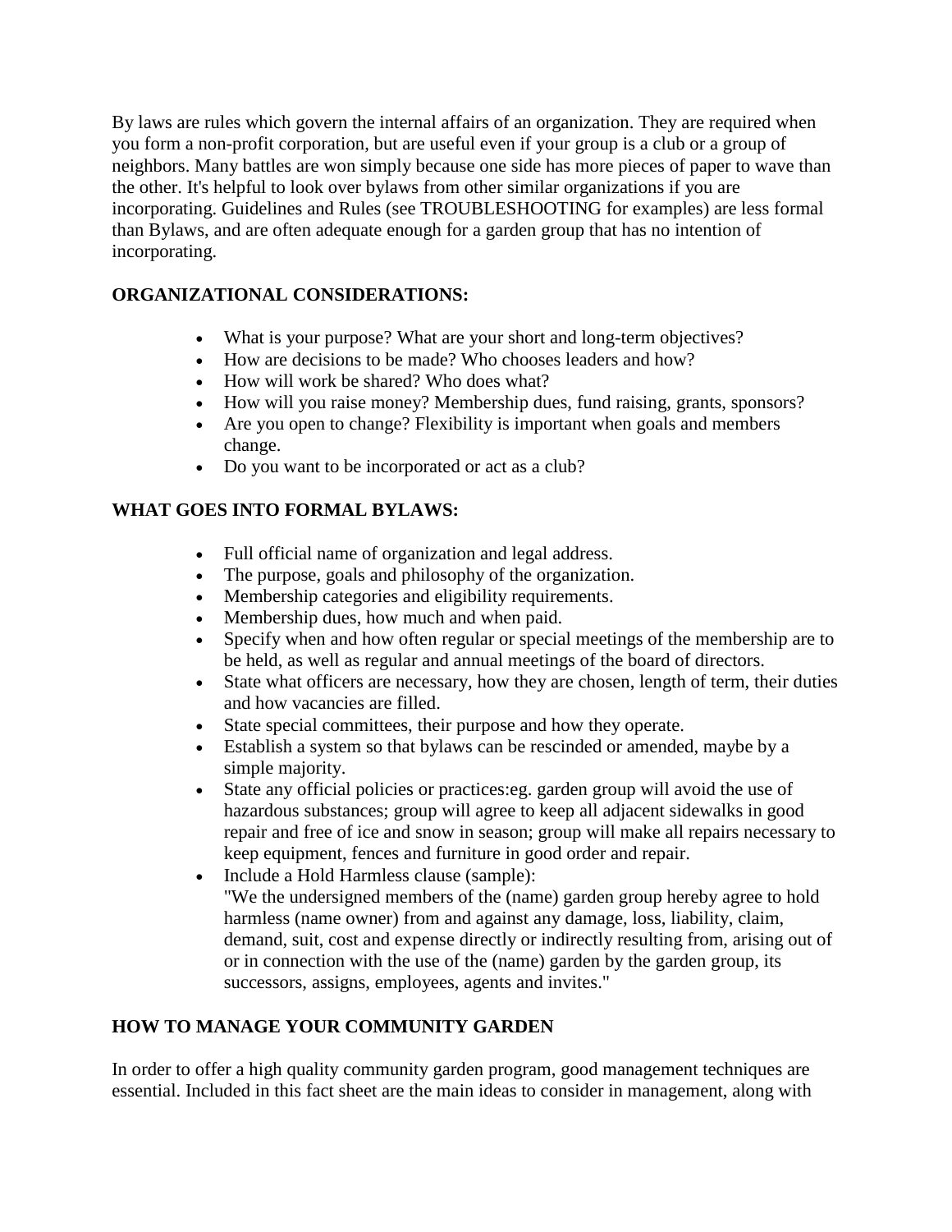By laws are rules which govern the internal affairs of an organization. They are required when you form a non-profit corporation, but are useful even if your group is a club or a group of neighbors. Many battles are won simply because one side has more pieces of paper to wave than the other. It's helpful to look over bylaws from other similar organizations if you are incorporating. Guidelines and Rules (see TROUBLESHOOTING for examples) are less formal than Bylaws, and are often adequate enough for a garden group that has no intention of incorporating.

**ORGANIZATIONAL CONSIDERATIONS:**

- What is your purpose? What are your short and long-term objectives?
- How are decisions to be made? Who chooses leaders and how?
- How will work be shared? Who does what?
- How will you raise money? Membership dues, fund raising, grants, sponsors?
- Are you open to change? Flexibility is important when goals and members change.
- Do you want to be incorporated or act as a club?

**WHAT GOES INTO FORMAL BYLAWS:**

- Full official name of organization and legal address.
- The purpose, goals and philosophy of the organization.
- Membership categories and eligibility requirements.
- Membership dues, how much and when paid.
- Specify when and how often regular or special meetings of the membership are to be held, as well as regular and annual meetings of the board of directors.
- State what officers are necessary, how they are chosen, length of term, their duties and how vacancies are filled.
- State special committees, their purpose and how they operate.
- Establish a system so that bylaws can be rescinded or amended, maybe by a simple majority.
- State any official policies or practices:eg. garden group will avoid the use of hazardous substances; group will agree to keep all adjacent sidewalks in good repair and free of ice and snow in season; group will make all repairs necessary to keep equipment, fences and furniture in good order and repair.
- Include a Hold Harmless clause (sample):
  "We the undersigned members of the (name) garden group hereby agree to hold harmless (name owner) from and against any damage, loss, liability, claim, demand, suit, cost and expense directly or indirectly resulting from, arising out of or in connection with the use of the (name) garden by the garden group, its successors, assigns, employees, agents and invites."

**HOW TO MANAGE YOUR COMMUNITY GARDEN**

In order to offer a high quality community garden program, good management techniques are essential. Included in this fact sheet are the main ideas to consider in management, along with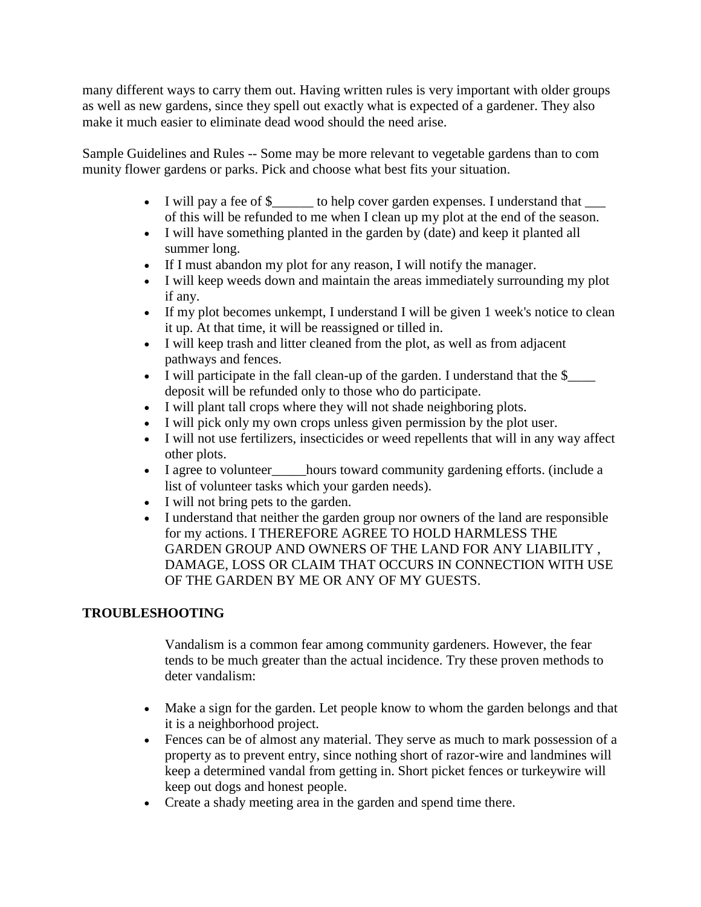many different ways to carry them out. Having written rules is very important with older groups as well as new gardens, since they spell out exactly what is expected of a gardener. They also make it much easier to eliminate dead wood should the need arise.

Sample Guidelines and Rules -- Some may be more relevant to vegetable gardens than to com munity flower gardens or parks. Pick and choose what best fits your situation.

- I will pay a fee of $______ to help cover garden expenses. I understand that ___ of this will be refunded to me when I clean up my plot at the end of the season.
- I will have something planted in the garden by (date) and keep it planted all summer long.
- If I must abandon my plot for any reason, I will notify the manager.
- I will keep weeds down and maintain the areas immediately surrounding my plot if any.
- If my plot becomes unkempt, I understand I will be given 1 week's notice to clean it up. At that time, it will be reassigned or tilled in.
- I will keep trash and litter cleaned from the plot, as well as from adjacent pathways and fences.
- I will participate in the fall clean-up of the garden. I understand that the $____ deposit will be refunded only to those who do participate.
- I will plant tall crops where they will not shade neighboring plots.
- I will pick only my own crops unless given permission by the plot user.
- I will not use fertilizers, insecticides or weed repellents that will in any way affect other plots.
- I agree to volunteer_____hours toward community gardening efforts. (include a list of volunteer tasks which your garden needs).
- I will not bring pets to the garden.
- I understand that neither the garden group nor owners of the land are responsible for my actions. I THEREFORE AGREE TO HOLD HARMLESS THE GARDEN GROUP AND OWNERS OF THE LAND FOR ANY LIABILITY , DAMAGE, LOSS OR CLAIM THAT OCCURS IN CONNECTION WITH USE OF THE GARDEN BY ME OR ANY OF MY GUESTS.

**TROUBLESHOOTING**

Vandalism is a common fear among community gardeners. However, the fear tends to be much greater than the actual incidence. Try these proven methods to deter vandalism:

- Make a sign for the garden. Let people know to whom the garden belongs and that it is a neighborhood project.
- Fences can be of almost any material. They serve as much to mark possession of a property as to prevent entry, since nothing short of razor-wire and landmines will keep a determined vandal from getting in. Short picket fences or turkeywire will keep out dogs and honest people.
- Create a shady meeting area in the garden and spend time there.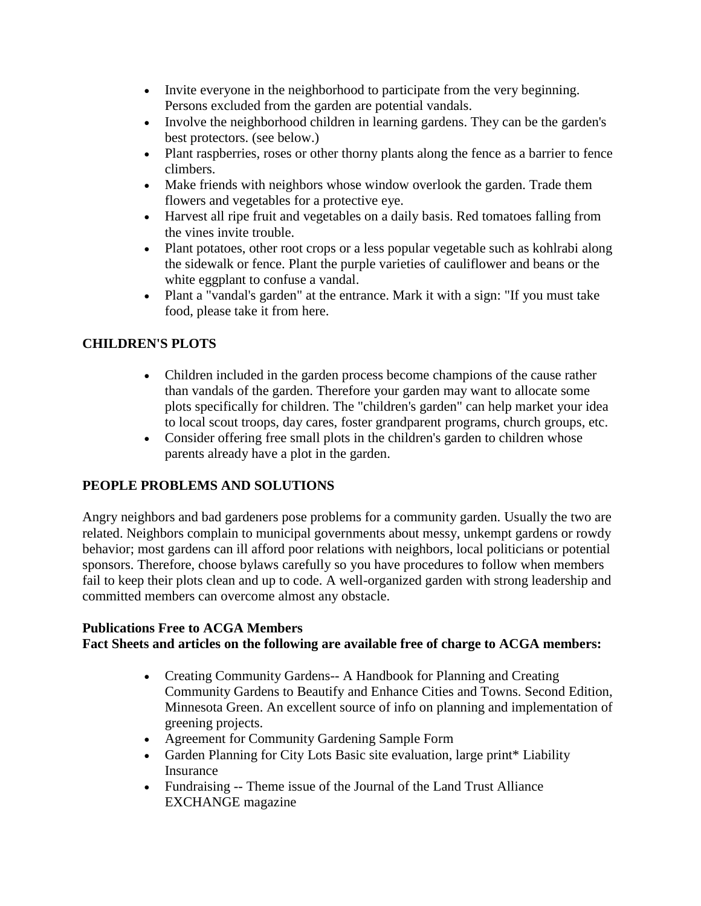- Invite everyone in the neighborhood to participate from the very beginning. Persons excluded from the garden are potential vandals.
- Involve the neighborhood children in learning gardens. They can be the garden's best protectors. (see below.)
- Plant raspberries, roses or other thorny plants along the fence as a barrier to fence climbers.
- Make friends with neighbors whose window overlook the garden. Trade them flowers and vegetables for a protective eye.
- Harvest all ripe fruit and vegetables on a daily basis. Red tomatoes falling from the vines invite trouble.
- Plant potatoes, other root crops or a less popular vegetable such as kohlrabi along the sidewalk or fence. Plant the purple varieties of cauliflower and beans or the white eggplant to confuse a vandal.
- Plant a "vandal's garden" at the entrance. Mark it with a sign: "If you must take food, please take it from here.

## CHILDREN'S PLOTS

- Children included in the garden process become champions of the cause rather than vandals of the garden. Therefore your garden may want to allocate some plots specifically for children. The "children's garden" can help market your idea to local scout troops, day cares, foster grandparent programs, church groups, etc.
- Consider offering free small plots in the children's garden to children whose parents already have a plot in the garden.

## PEOPLE PROBLEMS AND SOLUTIONS

Angry neighbors and bad gardeners pose problems for a community garden. Usually the two are related. Neighbors complain to municipal governments about messy, unkempt gardens or rowdy behavior; most gardens can ill afford poor relations with neighbors, local politicians or potential sponsors. Therefore, choose bylaws carefully so you have procedures to follow when members fail to keep their plots clean and up to code. A well-organized garden with strong leadership and committed members can overcome almost any obstacle.

**Publications Free to ACGA Members**
**Fact Sheets and articles on the following are available free of charge to ACGA members:**

- Creating Community Gardens-- A Handbook for Planning and Creating Community Gardens to Beautify and Enhance Cities and Towns. Second Edition, Minnesota Green. An excellent source of info on planning and implementation of greening projects.
- Agreement for Community Gardening Sample Form
- Garden Planning for City Lots Basic site evaluation, large print* Liability Insurance
- Fundraising -- Theme issue of the Journal of the Land Trust Alliance EXCHANGE magazine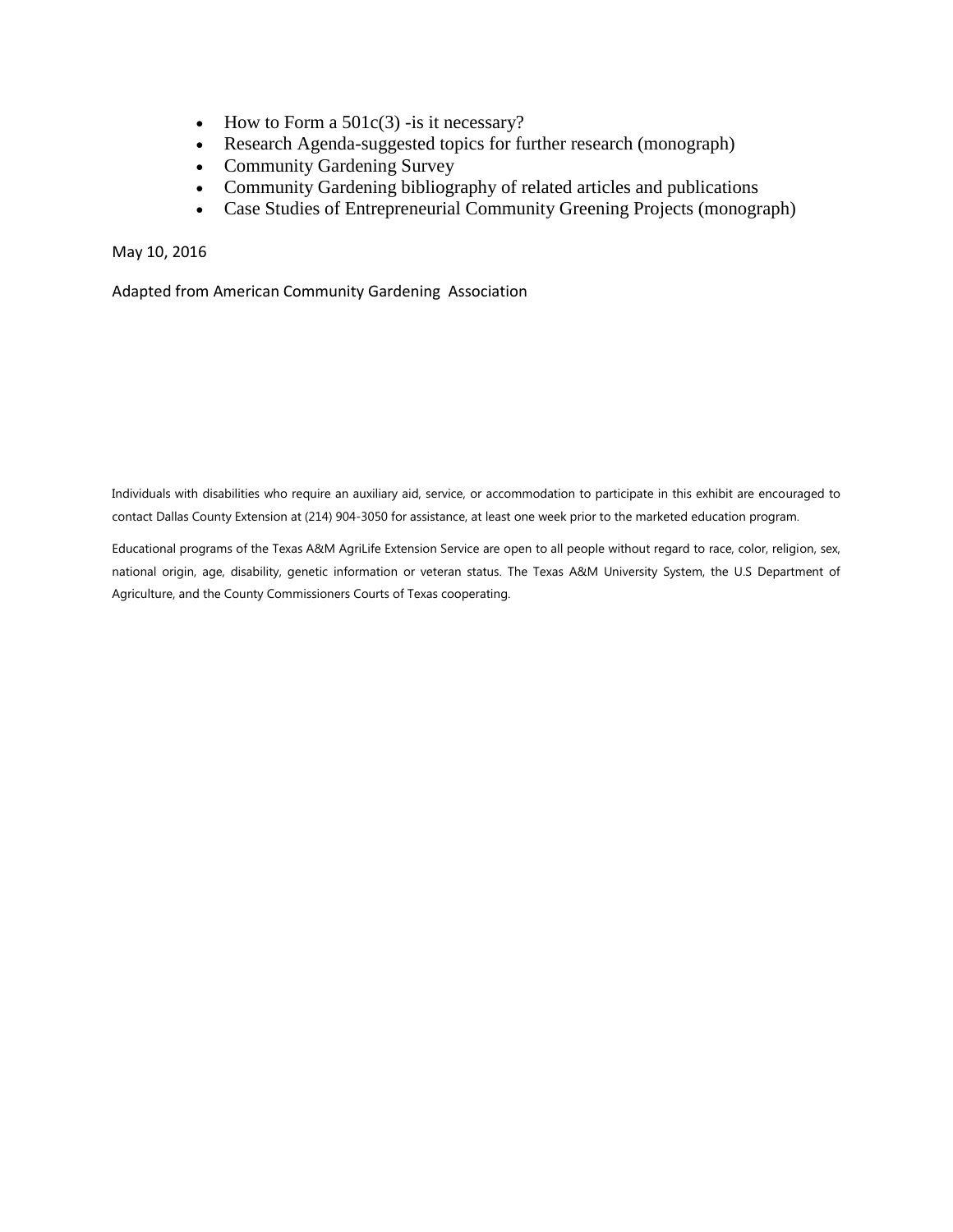- How to Form a 501c(3) -is it necessary?
- Research Agenda-suggested topics for further research (monograph)
- Community Gardening Survey
- Community Gardening bibliography of related articles and publications
- Case Studies of Entrepreneurial Community Greening Projects (monograph)

May 10, 2016

Adapted from American Community Gardening Association

Individuals with disabilities who require an auxiliary aid, service, or accommodation to participate in this exhibit are encouraged to contact Dallas County Extension at (214) 904-3050 for assistance, at least one week prior to the marketed education program.

Educational programs of the Texas A&M AgriLife Extension Service are open to all people without regard to race, color, religion, sex, national origin, age, disability, genetic information or veteran status. The Texas A&M University System, the U.S Department of Agriculture, and the County Commissioners Courts of Texas cooperating.